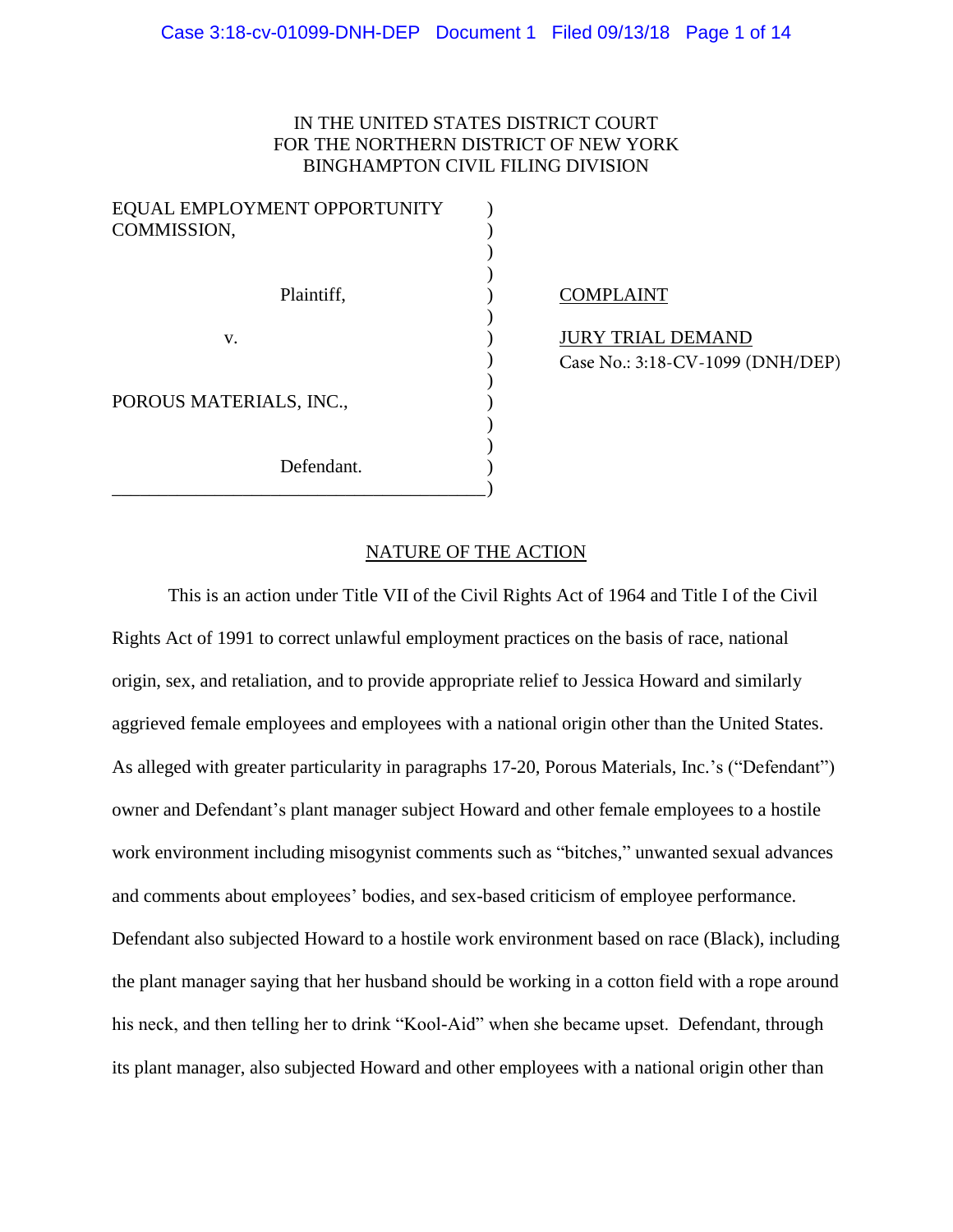IN THE UNITED STATES DISTRICT COURT
FOR THE NORTHERN DISTRICT OF NEW YORK
BINGHAMPTON CIVIL FILING DIVISION

| | |
|---|---|
| EQUAL EMPLOYMENT OPPORTUNITY COMMISSION,<br><br>Plaintiff,<br><br>v.<br><br>POROUS MATERIALS, INC.,<br><br>Defendant. | COMPLAINT<br><br>JURY TRIAL DEMAND<br>Case No.: 3:18-CV-1099 (DNH/DEP) |

## NATURE OF THE ACTION

This is an action under Title VII of the Civil Rights Act of 1964 and Title I of the Civil Rights Act of 1991 to correct unlawful employment practices on the basis of race, national origin, sex, and retaliation, and to provide appropriate relief to Jessica Howard and similarly aggrieved female employees and employees with a national origin other than the United States. As alleged with greater particularity in paragraphs 17-20, Porous Materials, Inc.'s ("Defendant") owner and Defendant's plant manager subject Howard and other female employees to a hostile work environment including misogynist comments such as "bitches," unwanted sexual advances and comments about employees' bodies, and sex-based criticism of employee performance. Defendant also subjected Howard to a hostile work environment based on race (Black), including the plant manager saying that her husband should be working in a cotton field with a rope around his neck, and then telling her to drink "Kool-Aid" when she became upset. Defendant, through its plant manager, also subjected Howard and other employees with a national origin other than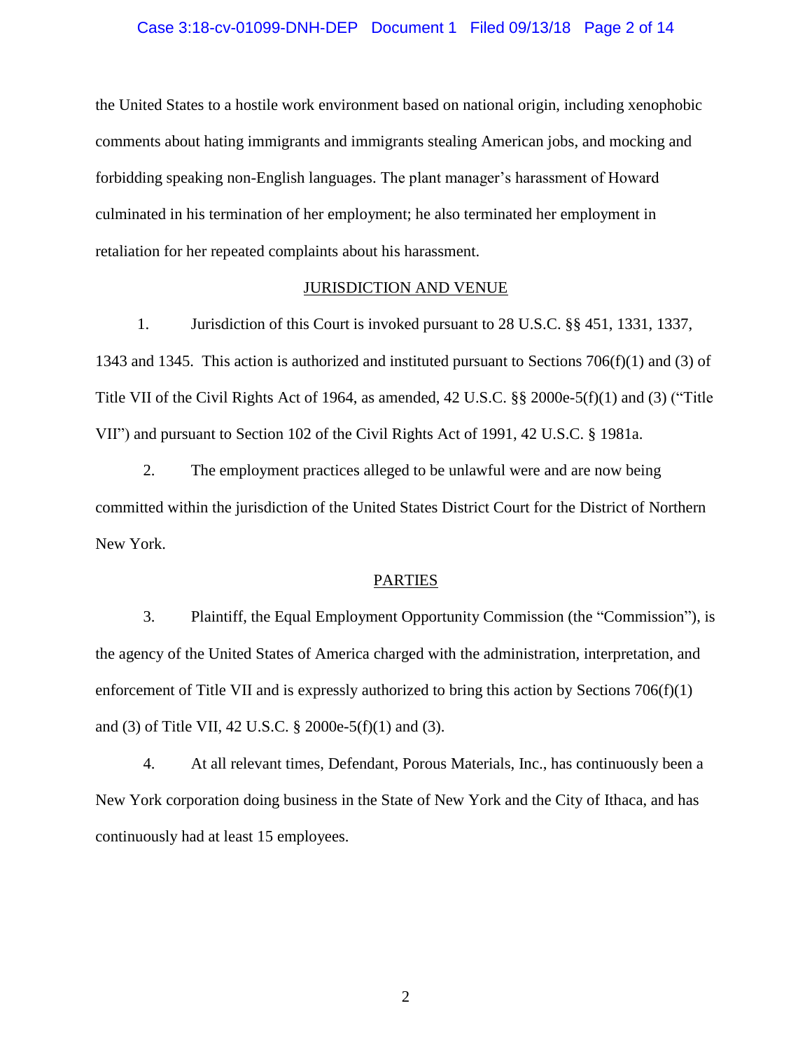the United States to a hostile work environment based on national origin, including xenophobic comments about hating immigrants and immigrants stealing American jobs, and mocking and forbidding speaking non-English languages. The plant manager's harassment of Howard culminated in his termination of her employment; he also terminated her employment in retaliation for her repeated complaints about his harassment.

## JURISDICTION AND VENUE

1. Jurisdiction of this Court is invoked pursuant to 28 U.S.C. §§ 451, 1331, 1337, 1343 and 1345. This action is authorized and instituted pursuant to Sections 706(f)(1) and (3) of Title VII of the Civil Rights Act of 1964, as amended, 42 U.S.C. §§ 2000e-5(f)(1) and (3) ("Title VII") and pursuant to Section 102 of the Civil Rights Act of 1991, 42 U.S.C. § 1981a.

2. The employment practices alleged to be unlawful were and are now being committed within the jurisdiction of the United States District Court for the District of Northern New York.

## PARTIES

3. Plaintiff, the Equal Employment Opportunity Commission (the "Commission"), is the agency of the United States of America charged with the administration, interpretation, and enforcement of Title VII and is expressly authorized to bring this action by Sections 706(f)(1) and (3) of Title VII, 42 U.S.C. § 2000e-5(f)(1) and (3).

4. At all relevant times, Defendant, Porous Materials, Inc., has continuously been a New York corporation doing business in the State of New York and the City of Ithaca, and has continuously had at least 15 employees.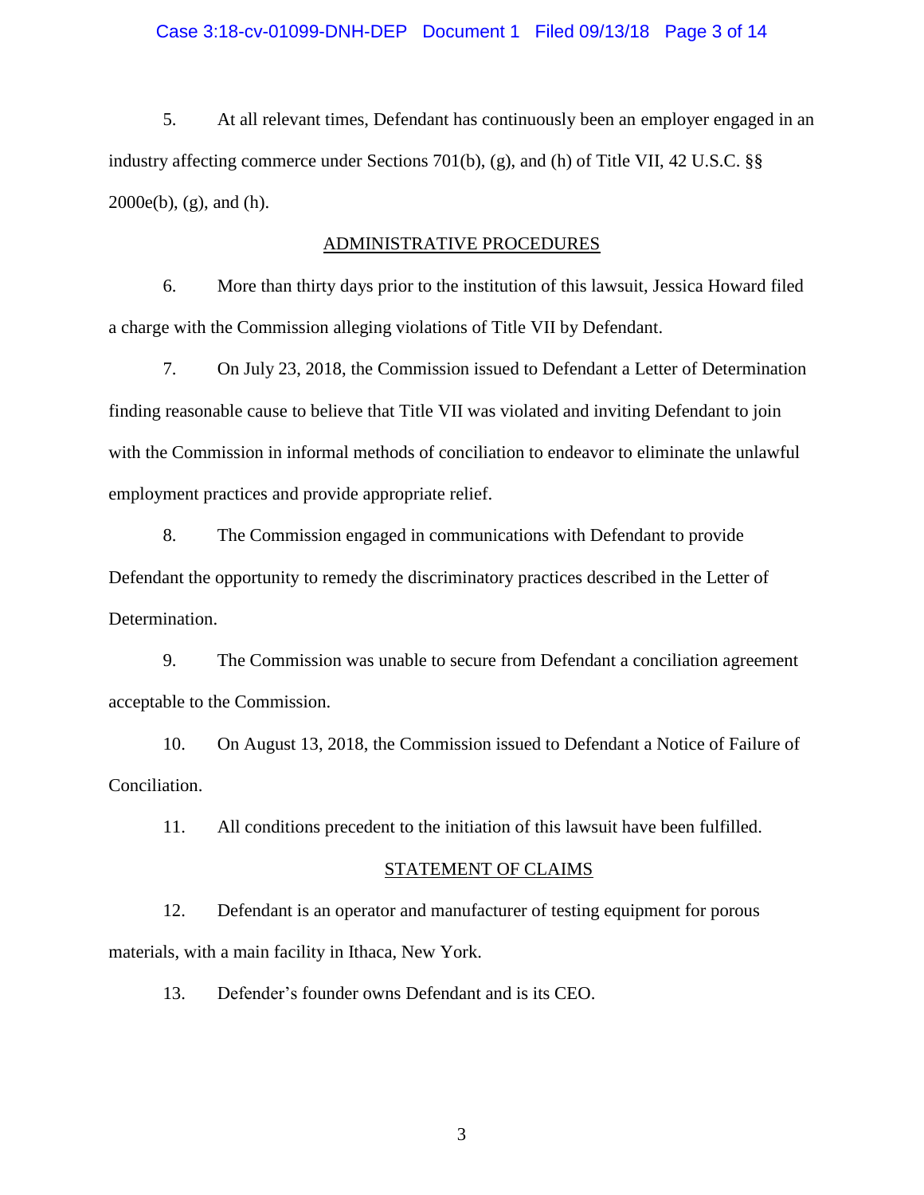5. At all relevant times, Defendant has continuously been an employer engaged in an industry affecting commerce under Sections 701(b), (g), and (h) of Title VII, 42 U.S.C. §§ 2000e(b), (g), and (h).

## ADMINISTRATIVE PROCEDURES

6. More than thirty days prior to the institution of this lawsuit, Jessica Howard filed a charge with the Commission alleging violations of Title VII by Defendant.

7. On July 23, 2018, the Commission issued to Defendant a Letter of Determination finding reasonable cause to believe that Title VII was violated and inviting Defendant to join with the Commission in informal methods of conciliation to endeavor to eliminate the unlawful employment practices and provide appropriate relief.

8. The Commission engaged in communications with Defendant to provide Defendant the opportunity to remedy the discriminatory practices described in the Letter of Determination.

9. The Commission was unable to secure from Defendant a conciliation agreement acceptable to the Commission.

10. On August 13, 2018, the Commission issued to Defendant a Notice of Failure of Conciliation.

11. All conditions precedent to the initiation of this lawsuit have been fulfilled.

## STATEMENT OF CLAIMS

12. Defendant is an operator and manufacturer of testing equipment for porous materials, with a main facility in Ithaca, New York.

13. Defender's founder owns Defendant and is its CEO.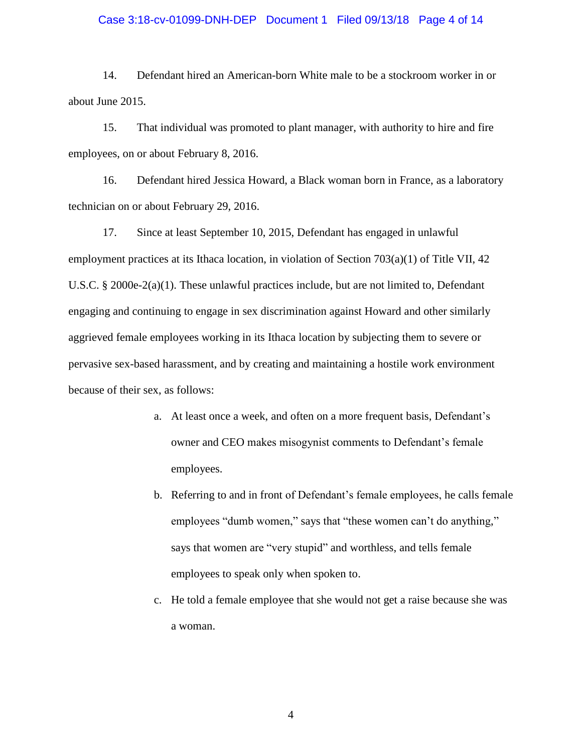14. Defendant hired an American-born White male to be a stockroom worker in or about June 2015.

15. That individual was promoted to plant manager, with authority to hire and fire employees, on or about February 8, 2016.

16. Defendant hired Jessica Howard, a Black woman born in France, as a laboratory technician on or about February 29, 2016.

17. Since at least September 10, 2015, Defendant has engaged in unlawful employment practices at its Ithaca location, in violation of Section 703(a)(1) of Title VII, 42 U.S.C. § 2000e-2(a)(1). These unlawful practices include, but are not limited to, Defendant engaging and continuing to engage in sex discrimination against Howard and other similarly aggrieved female employees working in its Ithaca location by subjecting them to severe or pervasive sex-based harassment, and by creating and maintaining a hostile work environment because of their sex, as follows:

   a. At least once a week, and often on a more frequent basis, Defendant's owner and CEO makes misogynist comments to Defendant's female employees.

   b. Referring to and in front of Defendant's female employees, he calls female employees "dumb women," says that "these women can't do anything," says that women are "very stupid" and worthless, and tells female employees to speak only when spoken to.

   c. He told a female employee that she would not get a raise because she was a woman.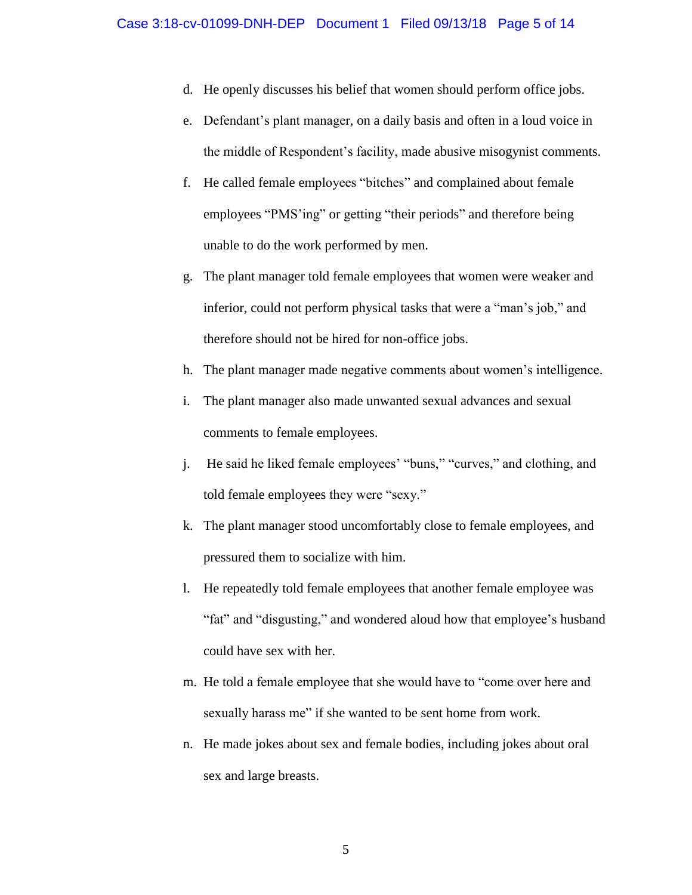d. He openly discusses his belief that women should perform office jobs.

e. Defendant's plant manager, on a daily basis and often in a loud voice in the middle of Respondent's facility, made abusive misogynist comments.

f. He called female employees "bitches" and complained about female employees "PMS'ing" or getting "their periods" and therefore being unable to do the work performed by men.

g. The plant manager told female employees that women were weaker and inferior, could not perform physical tasks that were a "man's job," and therefore should not be hired for non-office jobs.

h. The plant manager made negative comments about women's intelligence.

i. The plant manager also made unwanted sexual advances and sexual comments to female employees.

j. He said he liked female employees' "buns," "curves," and clothing, and told female employees they were "sexy."

k. The plant manager stood uncomfortably close to female employees, and pressured them to socialize with him.

l. He repeatedly told female employees that another female employee was "fat" and "disgusting," and wondered aloud how that employee's husband could have sex with her.

m. He told a female employee that she would have to "come over here and sexually harass me" if she wanted to be sent home from work.

n. He made jokes about sex and female bodies, including jokes about oral sex and large breasts.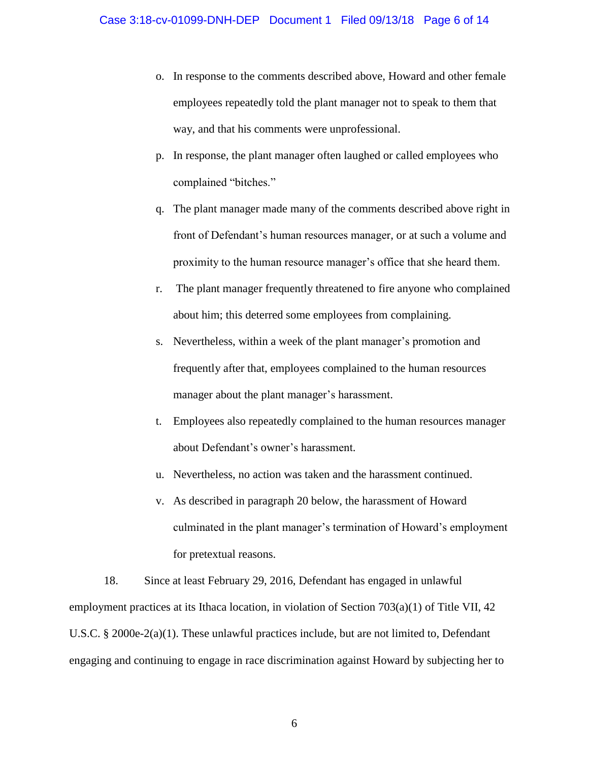o. In response to the comments described above, Howard and other female employees repeatedly told the plant manager not to speak to them that way, and that his comments were unprofessional.

p. In response, the plant manager often laughed or called employees who complained "bitches."

q. The plant manager made many of the comments described above right in front of Defendant's human resources manager, or at such a volume and proximity to the human resource manager's office that she heard them.

r. The plant manager frequently threatened to fire anyone who complained about him; this deterred some employees from complaining.

s. Nevertheless, within a week of the plant manager's promotion and frequently after that, employees complained to the human resources manager about the plant manager's harassment.

t. Employees also repeatedly complained to the human resources manager about Defendant's owner's harassment.

u. Nevertheless, no action was taken and the harassment continued.

v. As described in paragraph 20 below, the harassment of Howard culminated in the plant manager's termination of Howard's employment for pretextual reasons.

18. Since at least February 29, 2016, Defendant has engaged in unlawful employment practices at its Ithaca location, in violation of Section 703(a)(1) of Title VII, 42 U.S.C. § 2000e-2(a)(1). These unlawful practices include, but are not limited to, Defendant engaging and continuing to engage in race discrimination against Howard by subjecting her to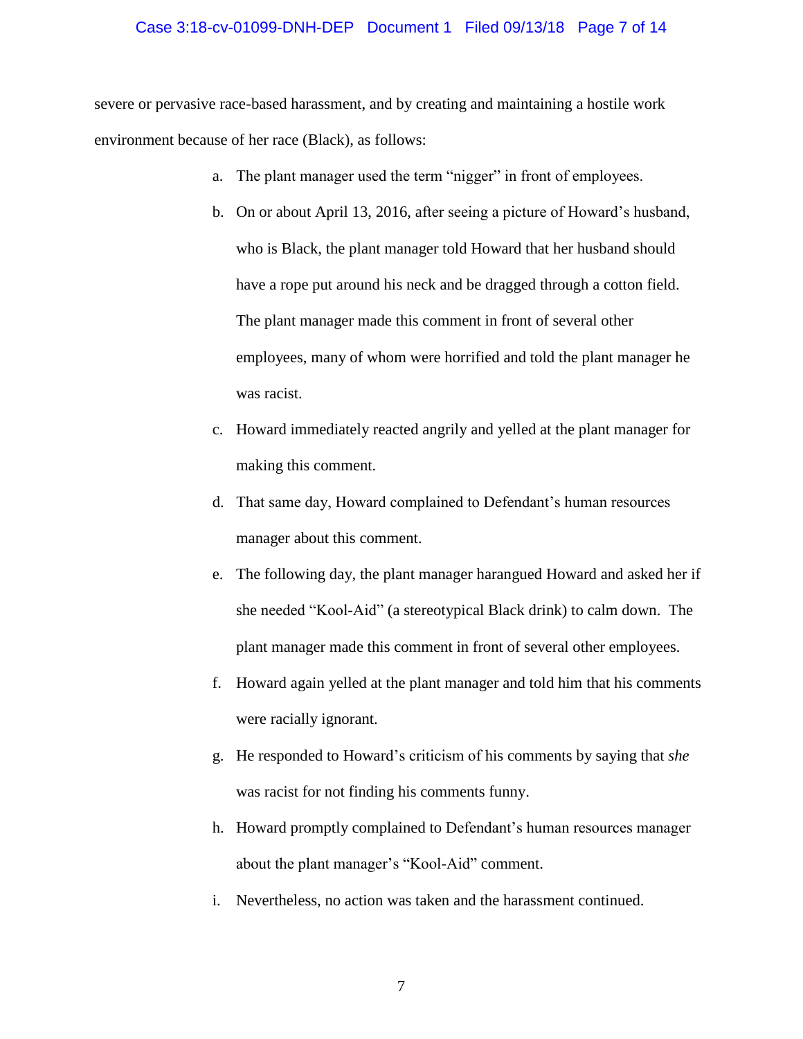severe or pervasive race-based harassment, and by creating and maintaining a hostile work environment because of her race (Black), as follows:

a. The plant manager used the term "nigger" in front of employees.

b. On or about April 13, 2016, after seeing a picture of Howard's husband, who is Black, the plant manager told Howard that her husband should have a rope put around his neck and be dragged through a cotton field. The plant manager made this comment in front of several other employees, many of whom were horrified and told the plant manager he was racist.

c. Howard immediately reacted angrily and yelled at the plant manager for making this comment.

d. That same day, Howard complained to Defendant's human resources manager about this comment.

e. The following day, the plant manager harangued Howard and asked her if she needed "Kool-Aid" (a stereotypical Black drink) to calm down. The plant manager made this comment in front of several other employees.

f. Howard again yelled at the plant manager and told him that his comments were racially ignorant.

g. He responded to Howard's criticism of his comments by saying that *she* was racist for not finding his comments funny.

h. Howard promptly complained to Defendant's human resources manager about the plant manager's "Kool-Aid" comment.

i. Nevertheless, no action was taken and the harassment continued.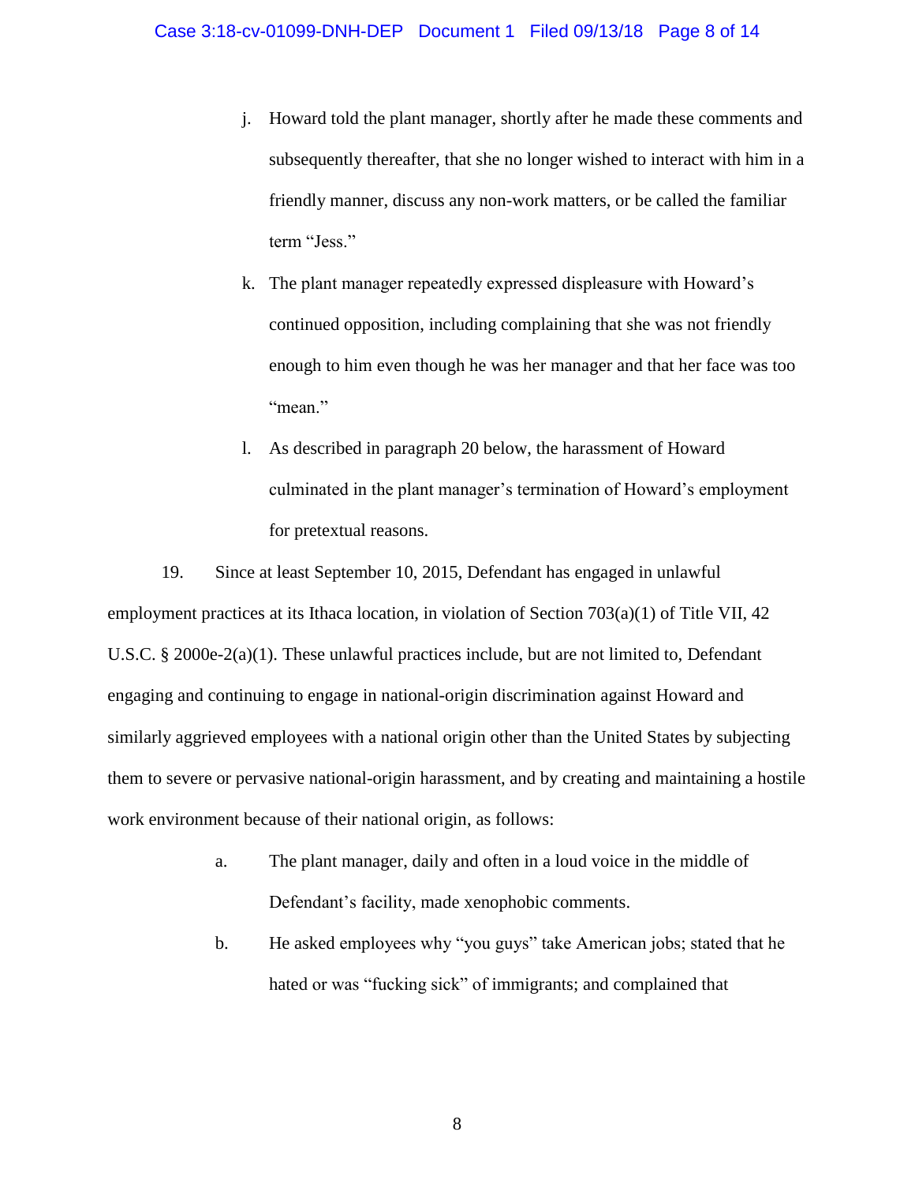j. Howard told the plant manager, shortly after he made these comments and subsequently thereafter, that she no longer wished to interact with him in a friendly manner, discuss any non-work matters, or be called the familiar term "Jess."

k. The plant manager repeatedly expressed displeasure with Howard's continued opposition, including complaining that she was not friendly enough to him even though he was her manager and that her face was too "mean."

l. As described in paragraph 20 below, the harassment of Howard culminated in the plant manager's termination of Howard's employment for pretextual reasons.

19. Since at least September 10, 2015, Defendant has engaged in unlawful employment practices at its Ithaca location, in violation of Section 703(a)(1) of Title VII, 42 U.S.C. § 2000e-2(a)(1). These unlawful practices include, but are not limited to, Defendant engaging and continuing to engage in national-origin discrimination against Howard and similarly aggrieved employees with a national origin other than the United States by subjecting them to severe or pervasive national-origin harassment, and by creating and maintaining a hostile work environment because of their national origin, as follows:

a. The plant manager, daily and often in a loud voice in the middle of Defendant's facility, made xenophobic comments.

b. He asked employees why "you guys" take American jobs; stated that he hated or was "fucking sick" of immigrants; and complained that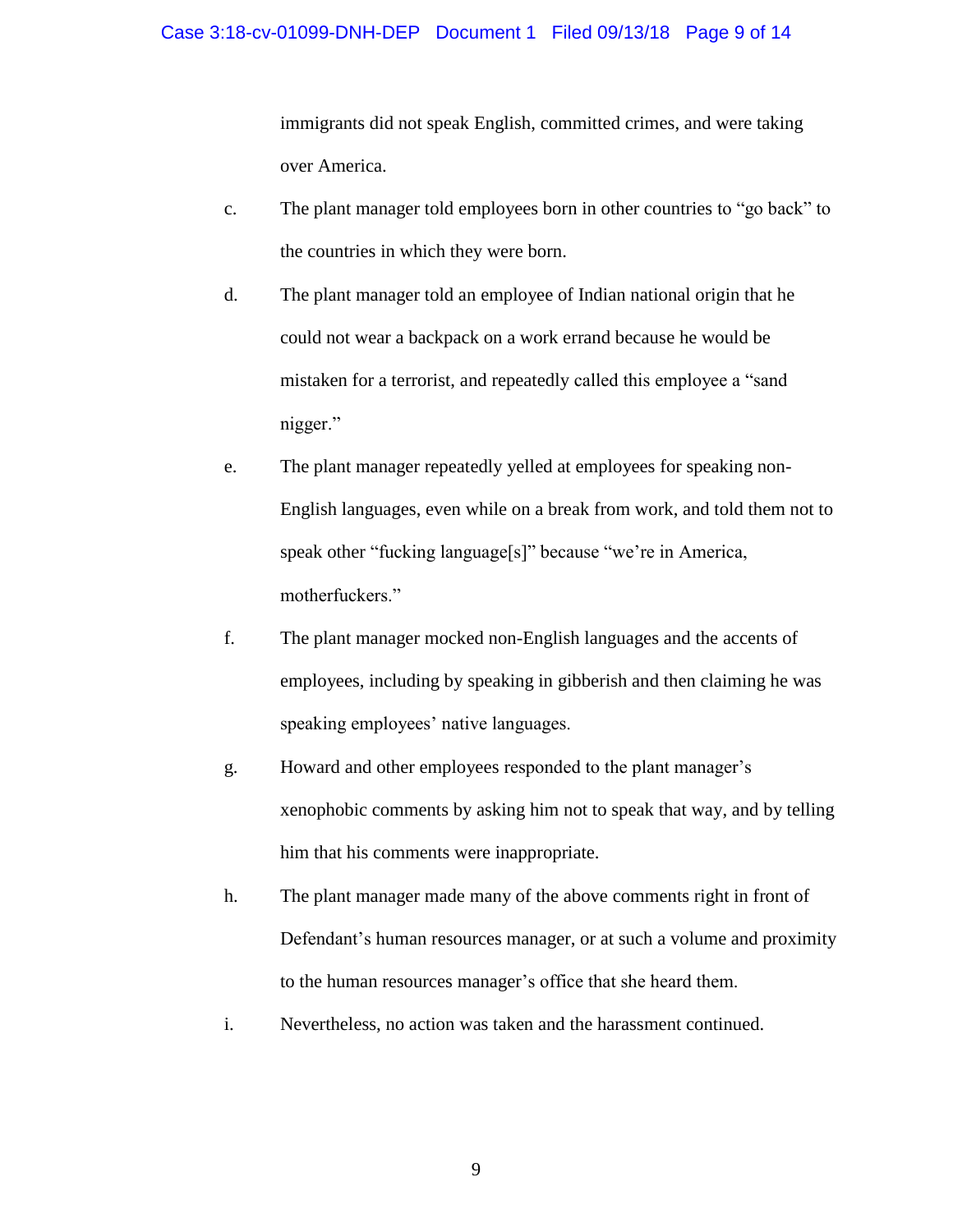immigrants did not speak English, committed crimes, and were taking over America.

c. The plant manager told employees born in other countries to "go back" to the countries in which they were born.

d. The plant manager told an employee of Indian national origin that he could not wear a backpack on a work errand because he would be mistaken for a terrorist, and repeatedly called this employee a "sand nigger."

e. The plant manager repeatedly yelled at employees for speaking non-English languages, even while on a break from work, and told them not to speak other "fucking language[s]" because "we're in America, motherfuckers."

f. The plant manager mocked non-English languages and the accents of employees, including by speaking in gibberish and then claiming he was speaking employees' native languages.

g. Howard and other employees responded to the plant manager's xenophobic comments by asking him not to speak that way, and by telling him that his comments were inappropriate.

h. The plant manager made many of the above comments right in front of Defendant's human resources manager, or at such a volume and proximity to the human resources manager's office that she heard them.

i. Nevertheless, no action was taken and the harassment continued.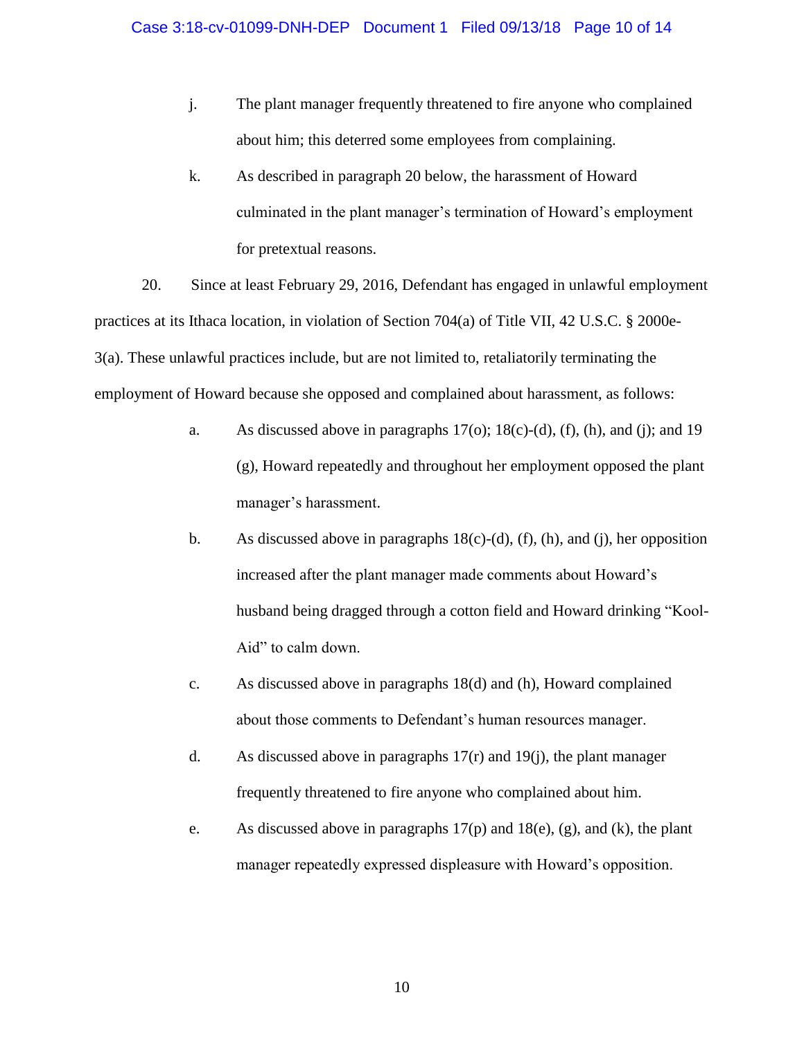j. The plant manager frequently threatened to fire anyone who complained about him; this deterred some employees from complaining.

k. As described in paragraph 20 below, the harassment of Howard culminated in the plant manager's termination of Howard's employment for pretextual reasons.

20. Since at least February 29, 2016, Defendant has engaged in unlawful employment practices at its Ithaca location, in violation of Section 704(a) of Title VII, 42 U.S.C. § 2000e-3(a). These unlawful practices include, but are not limited to, retaliatorily terminating the employment of Howard because she opposed and complained about harassment, as follows:

a. As discussed above in paragraphs 17(o); 18(c)-(d), (f), (h), and (j); and 19 (g), Howard repeatedly and throughout her employment opposed the plant manager's harassment.

b. As discussed above in paragraphs 18(c)-(d), (f), (h), and (j), her opposition increased after the plant manager made comments about Howard's husband being dragged through a cotton field and Howard drinking "Kool-Aid" to calm down.

c. As discussed above in paragraphs 18(d) and (h), Howard complained about those comments to Defendant's human resources manager.

d. As discussed above in paragraphs 17(r) and 19(j), the plant manager frequently threatened to fire anyone who complained about him.

e. As discussed above in paragraphs 17(p) and 18(e), (g), and (k), the plant manager repeatedly expressed displeasure with Howard's opposition.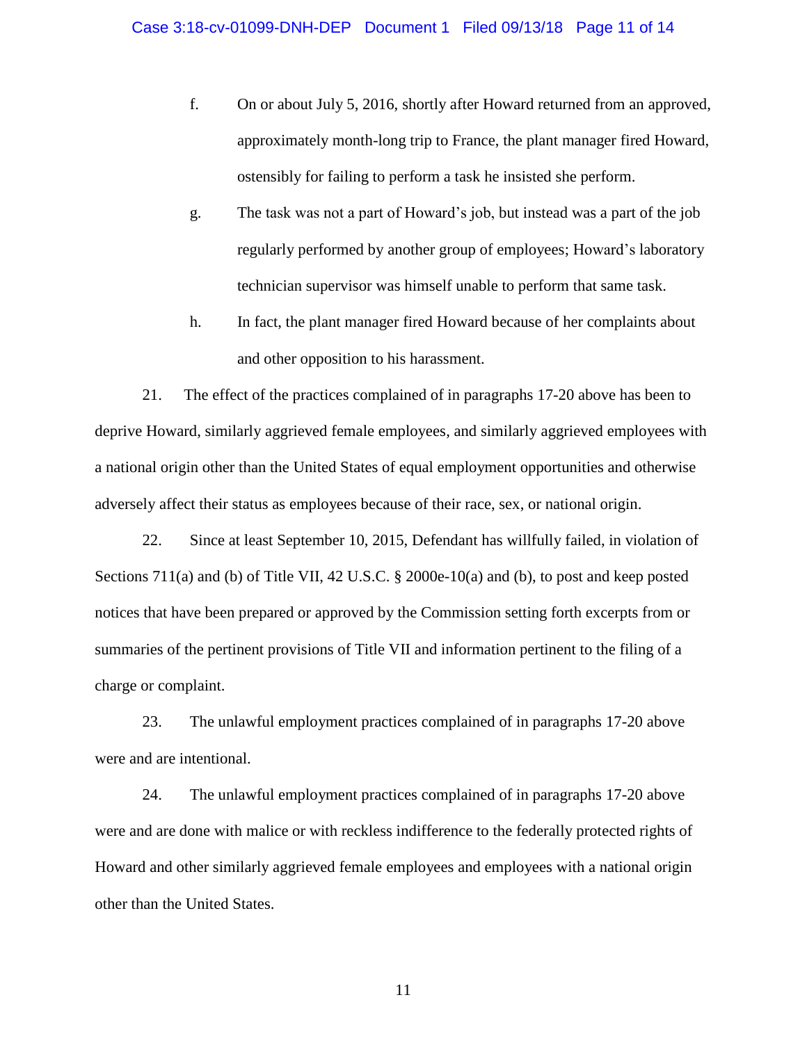f. On or about July 5, 2016, shortly after Howard returned from an approved, approximately month-long trip to France, the plant manager fired Howard, ostensibly for failing to perform a task he insisted she perform.

g. The task was not a part of Howard's job, but instead was a part of the job regularly performed by another group of employees; Howard's laboratory technician supervisor was himself unable to perform that same task.

h. In fact, the plant manager fired Howard because of her complaints about and other opposition to his harassment.

21. The effect of the practices complained of in paragraphs 17-20 above has been to deprive Howard, similarly aggrieved female employees, and similarly aggrieved employees with a national origin other than the United States of equal employment opportunities and otherwise adversely affect their status as employees because of their race, sex, or national origin.

22. Since at least September 10, 2015, Defendant has willfully failed, in violation of Sections 711(a) and (b) of Title VII, 42 U.S.C. § 2000e-10(a) and (b), to post and keep posted notices that have been prepared or approved by the Commission setting forth excerpts from or summaries of the pertinent provisions of Title VII and information pertinent to the filing of a charge or complaint.

23. The unlawful employment practices complained of in paragraphs 17-20 above were and are intentional.

24. The unlawful employment practices complained of in paragraphs 17-20 above were and are done with malice or with reckless indifference to the federally protected rights of Howard and other similarly aggrieved female employees and employees with a national origin other than the United States.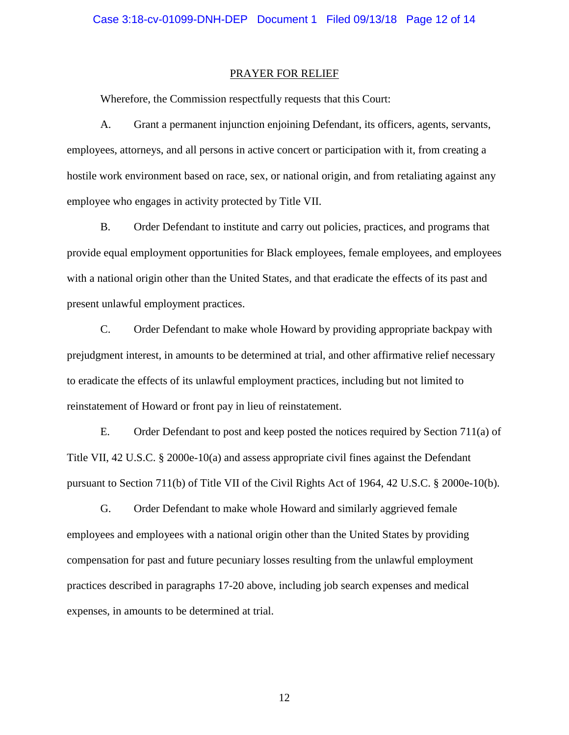## PRAYER FOR RELIEF

Wherefore, the Commission respectfully requests that this Court:

A. Grant a permanent injunction enjoining Defendant, its officers, agents, servants, employees, attorneys, and all persons in active concert or participation with it, from creating a hostile work environment based on race, sex, or national origin, and from retaliating against any employee who engages in activity protected by Title VII.

B. Order Defendant to institute and carry out policies, practices, and programs that provide equal employment opportunities for Black employees, female employees, and employees with a national origin other than the United States, and that eradicate the effects of its past and present unlawful employment practices.

C. Order Defendant to make whole Howard by providing appropriate backpay with prejudgment interest, in amounts to be determined at trial, and other affirmative relief necessary to eradicate the effects of its unlawful employment practices, including but not limited to reinstatement of Howard or front pay in lieu of reinstatement.

E. Order Defendant to post and keep posted the notices required by Section 711(a) of Title VII, 42 U.S.C. § 2000e-10(a) and assess appropriate civil fines against the Defendant pursuant to Section 711(b) of Title VII of the Civil Rights Act of 1964, 42 U.S.C. § 2000e-10(b).

G. Order Defendant to make whole Howard and similarly aggrieved female employees and employees with a national origin other than the United States by providing compensation for past and future pecuniary losses resulting from the unlawful employment practices described in paragraphs 17-20 above, including job search expenses and medical expenses, in amounts to be determined at trial.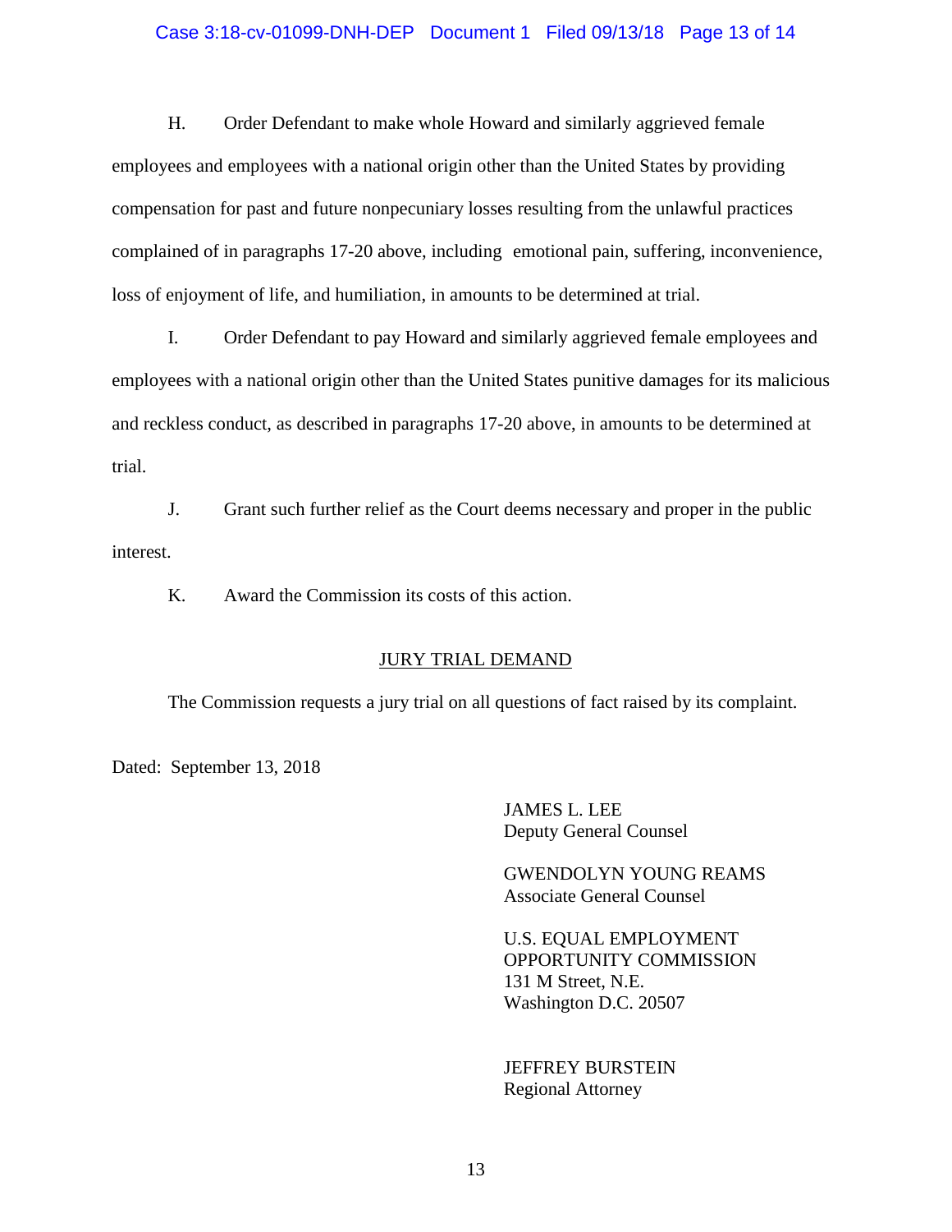H. Order Defendant to make whole Howard and similarly aggrieved female employees and employees with a national origin other than the United States by providing compensation for past and future nonpecuniary losses resulting from the unlawful practices complained of in paragraphs 17-20 above, including emotional pain, suffering, inconvenience, loss of enjoyment of life, and humiliation, in amounts to be determined at trial.

I. Order Defendant to pay Howard and similarly aggrieved female employees and employees with a national origin other than the United States punitive damages for its malicious and reckless conduct, as described in paragraphs 17-20 above, in amounts to be determined at trial.

J. Grant such further relief as the Court deems necessary and proper in the public interest.

K. Award the Commission its costs of this action.

## JURY TRIAL DEMAND

The Commission requests a jury trial on all questions of fact raised by its complaint.

Dated: September 13, 2018

JAMES L. LEE
Deputy General Counsel

GWENDOLYN YOUNG REAMS
Associate General Counsel

U.S. EQUAL EMPLOYMENT
OPPORTUNITY COMMISSION
131 M Street, N.E.
Washington D.C. 20507

JEFFREY BURSTEIN
Regional Attorney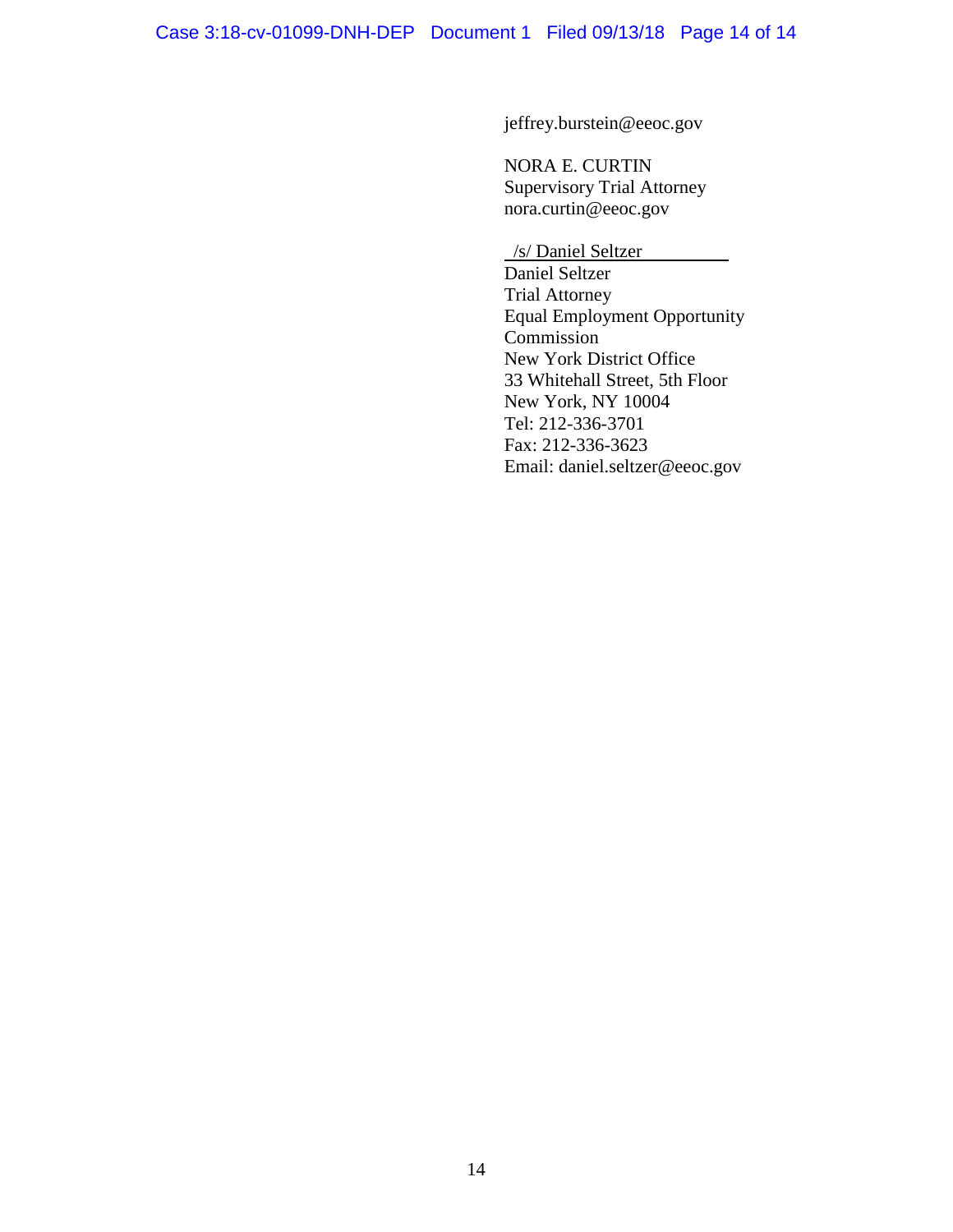jeffrey.burstein@eeoc.gov

NORA E. CURTIN
Supervisory Trial Attorney
nora.curtin@eeoc.gov

/s/ Daniel Seltzer
Daniel Seltzer
Trial Attorney
Equal Employment Opportunity
Commission
New York District Office
33 Whitehall Street, 5th Floor
New York, NY 10004
Tel: 212-336-3701
Fax: 212-336-3623
Email: daniel.seltzer@eeoc.gov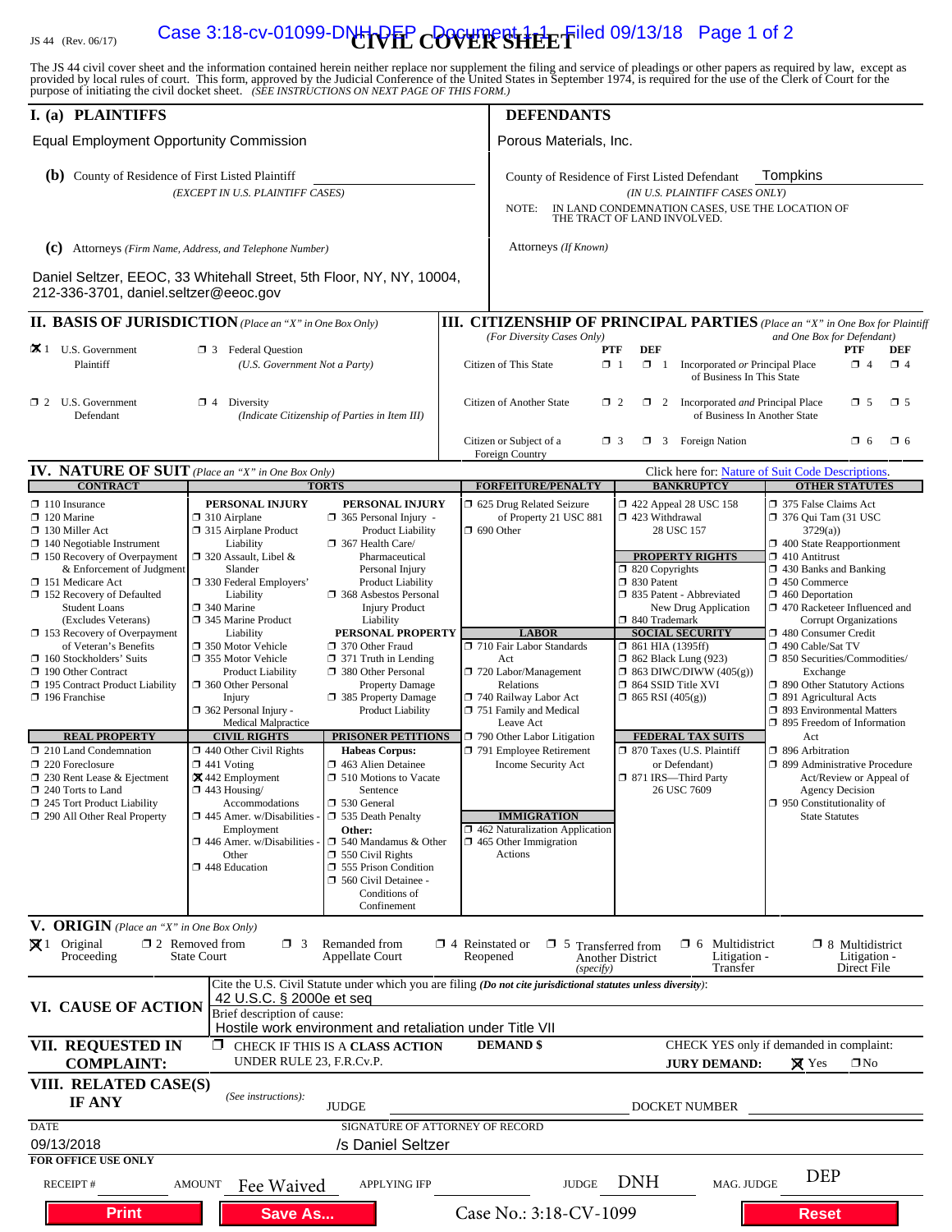JS 44 (Rev. 06/17)

# CIVIL COVER SHEET

The JS 44 civil cover sheet and the information contained herein neither replace nor supplement the filing and service of pleadings or other papers as required by law, except as provided by local rules of court. This form, approved by the Judicial Conference of the United States in September 1974, is required for the use of the Clerk of Court for the purpose of initiating the civil docket sheet. *(SEE INSTRUCTIONS ON NEXT PAGE OF THIS FORM.)*

## I. (a) PLAINTIFFS

Equal Employment Opportunity Commission

**(b)** County of Residence of First Listed Plaintiff
*(EXCEPT IN U.S. PLAINTIFF CASES)*

**(c)** Attorneys *(Firm Name, Address, and Telephone Number)*

Daniel Seltzer, EEOC, 33 Whitehall Street, 5th Floor, NY, NY, 10004, 212-336-3701, daniel.seltzer@eeoc.gov

## DEFENDANTS

Porous Materials, Inc.

County of Residence of First Listed Defendant: Tompkins
*(IN U.S. PLAINTIFF CASES ONLY)*

NOTE: IN LAND CONDEMNATION CASES, USE THE LOCATION OF THE TRACT OF LAND INVOLVED.

Attorneys *(If Known)*

## II. BASIS OF JURISDICTION *(Place an "X" in One Box Only)*

- ☒ 1 U.S. Government Plaintiff
- ☐ 3 Federal Question (U.S. Government Not a Party)
- ☐ 2 U.S. Government Defendant
- ☐ 4 Diversity (Indicate Citizenship of Parties in Item III)

## III. CITIZENSHIP OF PRINCIPAL PARTIES *(Place an "X" in One Box for Plaintiff and One Box for Defendant)* *(For Diversity Cases Only)*

| | PTF | DEF | | PTF | DEF |
|---|---|---|---|---|---|
| Citizen of This State | ☐ 1 | ☐ 1 | Incorporated *or* Principal Place of Business In This State | ☐ 4 | ☐ 4 |
| Citizen of Another State | ☐ 2 | ☐ 2 | Incorporated *and* Principal Place of Business In Another State | ☐ 5 | ☐ 5 |
| Citizen or Subject of a Foreign Country | ☐ 3 | ☐ 3 | Foreign Nation | ☐ 6 | ☐ 6 |

## IV. NATURE OF SUIT *(Place an "X" in One Box Only)*

Click here for: Nature of Suit Code Descriptions.

**CONTRACT**
- ☐ 110 Insurance
- ☐ 120 Marine
- ☐ 130 Miller Act
- ☐ 140 Negotiable Instrument
- ☐ 150 Recovery of Overpayment & Enforcement of Judgment
- ☐ 151 Medicare Act
- ☐ 152 Recovery of Defaulted Student Loans (Excludes Veterans)
- ☐ 153 Recovery of Overpayment of Veteran's Benefits
- ☐ 160 Stockholders' Suits
- ☐ 190 Other Contract
- ☐ 195 Contract Product Liability
- ☐ 196 Franchise

**REAL PROPERTY**
- ☐ 210 Land Condemnation
- ☐ 220 Foreclosure
- ☐ 230 Rent Lease & Ejectment
- ☐ 240 Torts to Land
- ☐ 245 Tort Product Liability
- ☐ 290 All Other Real Property

**TORTS — PERSONAL INJURY**
- ☐ 310 Airplane
- ☐ 315 Airplane Product Liability
- ☐ 320 Assault, Libel & Slander
- ☐ 330 Federal Employers' Liability
- ☐ 340 Marine
- ☐ 345 Marine Product Liability
- ☐ 350 Motor Vehicle
- ☐ 355 Motor Vehicle Product Liability
- ☐ 360 Other Personal Injury
- ☐ 362 Personal Injury - Medical Malpractice

**PERSONAL INJURY**
- ☐ 365 Personal Injury - Product Liability
- ☐ 367 Health Care/ Pharmaceutical Personal Injury Product Liability
- ☐ 368 Asbestos Personal Injury Product Liability

**PERSONAL PROPERTY**
- ☐ 370 Other Fraud
- ☐ 371 Truth in Lending
- ☐ 380 Other Personal Property Damage
- ☐ 385 Property Damage Product Liability

**CIVIL RIGHTS**
- ☐ 440 Other Civil Rights
- ☐ 441 Voting
- ☒ 442 Employment
- ☐ 443 Housing/ Accommodations
- ☐ 445 Amer. w/Disabilities - Employment
- ☐ 446 Amer. w/Disabilities - Other
- ☐ 448 Education

**PRISONER PETITIONS**
Habeas Corpus:
- ☐ 463 Alien Detainee
- ☐ 510 Motions to Vacate Sentence
- ☐ 530 General
- ☐ 535 Death Penalty

Other:
- ☐ 540 Mandamus & Other
- ☐ 550 Civil Rights
- ☐ 555 Prison Condition
- ☐ 560 Civil Detainee - Conditions of Confinement

**FORFEITURE/PENALTY**
- ☐ 625 Drug Related Seizure of Property 21 USC 881
- ☐ 690 Other

**LABOR**
- ☐ 710 Fair Labor Standards Act
- ☐ 720 Labor/Management Relations
- ☐ 740 Railway Labor Act
- ☐ 751 Family and Medical Leave Act
- ☐ 790 Other Labor Litigation
- ☐ 791 Employee Retirement Income Security Act

**IMMIGRATION**
- ☐ 462 Naturalization Application
- ☐ 465 Other Immigration Actions

**BANKRUPTCY**
- ☐ 422 Appeal 28 USC 158
- ☐ 423 Withdrawal 28 USC 157

**PROPERTY RIGHTS**
- ☐ 820 Copyrights
- ☐ 830 Patent
- ☐ 835 Patent - Abbreviated New Drug Application
- ☐ 840 Trademark

**SOCIAL SECURITY**
- ☐ 861 HIA (1395ff)
- ☐ 862 Black Lung (923)
- ☐ 863 DIWC/DIWW (405(g))
- ☐ 864 SSID Title XVI
- ☐ 865 RSI (405(g))

**FEDERAL TAX SUITS**
- ☐ 870 Taxes (U.S. Plaintiff or Defendant)
- ☐ 871 IRS—Third Party 26 USC 7609

**OTHER STATUTES**
- ☐ 375 False Claims Act
- ☐ 376 Qui Tam (31 USC 3729(a))
- ☐ 400 State Reapportionment
- ☐ 410 Antitrust
- ☐ 430 Banks and Banking
- ☐ 450 Commerce
- ☐ 460 Deportation
- ☐ 470 Racketeer Influenced and Corrupt Organizations
- ☐ 480 Consumer Credit
- ☐ 490 Cable/Sat TV
- ☐ 850 Securities/Commodities/ Exchange
- ☐ 890 Other Statutory Actions
- ☐ 891 Agricultural Acts
- ☐ 893 Environmental Matters
- ☐ 895 Freedom of Information Act
- ☐ 896 Arbitration
- ☐ 899 Administrative Procedure Act/Review or Appeal of Agency Decision
- ☐ 950 Constitutionality of State Statutes

## V. ORIGIN *(Place an "X" in One Box Only)*

- ☒ 1 Original Proceeding
- ☐ 2 Removed from State Court
- ☐ 3 Remanded from Appellate Court
- ☐ 4 Reinstated or Reopened
- ☐ 5 Transferred from Another District *(specify)*
- ☐ 6 Multidistrict Litigation - Transfer
- ☐ 8 Multidistrict Litigation - Direct File

## VI. CAUSE OF ACTION

Cite the U.S. Civil Statute under which you are filing *(Do not cite jurisdictional statutes unless diversity)*: 42 U.S.C. § 2000e et seq

Brief description of cause: Hostile work environment and retaliation under Title VII

## VII. REQUESTED IN COMPLAINT:

☐ CHECK IF THIS IS A CLASS ACTION UNDER RULE 23, F.R.Cv.P.

DEMAND $

CHECK YES only if demanded in complaint: JURY DEMAND: ☒ Yes ☐ No

## VIII. RELATED CASE(S) IF ANY

*(See instructions):* JUDGE DOCKET NUMBER

DATE: 09/13/2018

SIGNATURE OF ATTORNEY OF RECORD: /s Daniel Seltzer

**FOR OFFICE USE ONLY**

RECEIPT # AMOUNT Fee Waived APPLYING IFP JUDGE DNH MAG. JUDGE DEP

Case No.: 3:18-CV-1099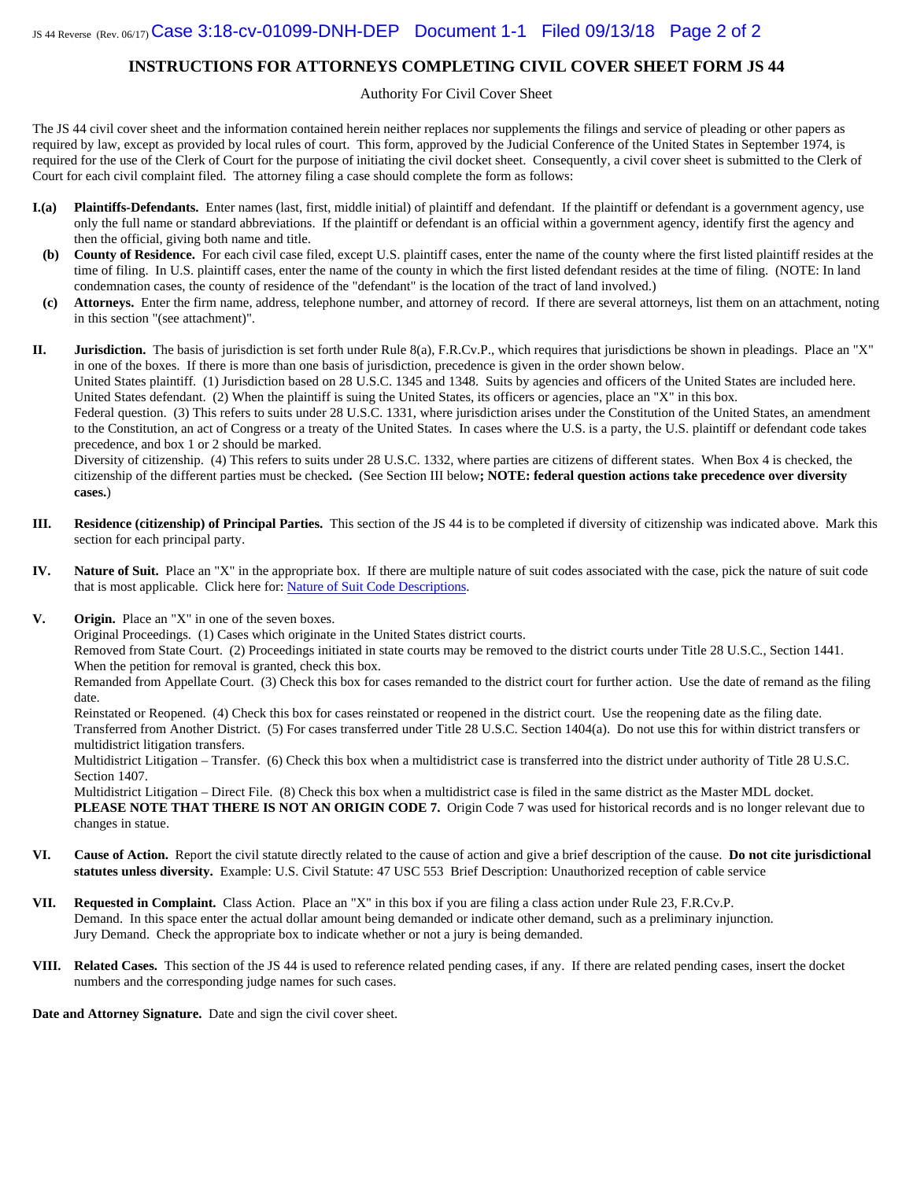# INSTRUCTIONS FOR ATTORNEYS COMPLETING CIVIL COVER SHEET FORM JS 44

Authority For Civil Cover Sheet

The JS 44 civil cover sheet and the information contained herein neither replaces nor supplements the filings and service of pleading or other papers as required by law, except as provided by local rules of court. This form, approved by the Judicial Conference of the United States in September 1974, is required for the use of the Clerk of Court for the purpose of initiating the civil docket sheet. Consequently, a civil cover sheet is submitted to the Clerk of Court for each civil complaint filed. The attorney filing a case should complete the form as follows:

**I.(a)** **Plaintiffs-Defendants.** Enter names (last, first, middle initial) of plaintiff and defendant. If the plaintiff or defendant is a government agency, use only the full name or standard abbreviations. If the plaintiff or defendant is an official within a government agency, identify first the agency and then the official, giving both name and title.

**(b)** **County of Residence.** For each civil case filed, except U.S. plaintiff cases, enter the name of the county where the first listed plaintiff resides at the time of filing. In U.S. plaintiff cases, enter the name of the county in which the first listed defendant resides at the time of filing. (NOTE: In land condemnation cases, the county of residence of the "defendant" is the location of the tract of land involved.)

**(c)** **Attorneys.** Enter the firm name, address, telephone number, and attorney of record. If there are several attorneys, list them on an attachment, noting in this section "(see attachment)".

**II.** **Jurisdiction.** The basis of jurisdiction is set forth under Rule 8(a), F.R.Cv.P., which requires that jurisdictions be shown in pleadings. Place an "X" in one of the boxes. If there is more than one basis of jurisdiction, precedence is given in the order shown below.
United States plaintiff. (1) Jurisdiction based on 28 U.S.C. 1345 and 1348. Suits by agencies and officers of the United States are included here.
United States defendant. (2) When the plaintiff is suing the United States, its officers or agencies, place an "X" in this box.
Federal question. (3) This refers to suits under 28 U.S.C. 1331, where jurisdiction arises under the Constitution of the United States, an amendment to the Constitution, an act of Congress or a treaty of the United States. In cases where the U.S. is a party, the U.S. plaintiff or defendant code takes precedence, and box 1 or 2 should be marked.
Diversity of citizenship. (4) This refers to suits under 28 U.S.C. 1332, where parties are citizens of different states. When Box 4 is checked, the citizenship of the different parties must be checked**.** (See Section III below**; NOTE: federal question actions take precedence over diversity cases.**)

**III.** **Residence (citizenship) of Principal Parties.** This section of the JS 44 is to be completed if diversity of citizenship was indicated above. Mark this section for each principal party.

**IV.** **Nature of Suit.** Place an "X" in the appropriate box. If there are multiple nature of suit codes associated with the case, pick the nature of suit code that is most applicable. Click here for: Nature of Suit Code Descriptions.

**V.** **Origin.** Place an "X" in one of the seven boxes.
Original Proceedings. (1) Cases which originate in the United States district courts.
Removed from State Court. (2) Proceedings initiated in state courts may be removed to the district courts under Title 28 U.S.C., Section 1441. When the petition for removal is granted, check this box.
Remanded from Appellate Court. (3) Check this box for cases remanded to the district court for further action. Use the date of remand as the filing date.
Reinstated or Reopened. (4) Check this box for cases reinstated or reopened in the district court. Use the reopening date as the filing date.
Transferred from Another District. (5) For cases transferred under Title 28 U.S.C. Section 1404(a). Do not use this for within district transfers or multidistrict litigation transfers.
Multidistrict Litigation – Transfer. (6) Check this box when a multidistrict case is transferred into the district under authority of Title 28 U.S.C. Section 1407.
Multidistrict Litigation – Direct File. (8) Check this box when a multidistrict case is filed in the same district as the Master MDL docket.
**PLEASE NOTE THAT THERE IS NOT AN ORIGIN CODE 7.** Origin Code 7 was used for historical records and is no longer relevant due to changes in statue.

**VI.** **Cause of Action.** Report the civil statute directly related to the cause of action and give a brief description of the cause. **Do not cite jurisdictional statutes unless diversity.** Example: U.S. Civil Statute: 47 USC 553 Brief Description: Unauthorized reception of cable service

**VII.** **Requested in Complaint.** Class Action. Place an "X" in this box if you are filing a class action under Rule 23, F.R.Cv.P.
Demand. In this space enter the actual dollar amount being demanded or indicate other demand, such as a preliminary injunction.
Jury Demand. Check the appropriate box to indicate whether or not a jury is being demanded.

**VIII.** **Related Cases.** This section of the JS 44 is used to reference related pending cases, if any. If there are related pending cases, insert the docket numbers and the corresponding judge names for such cases.

**Date and Attorney Signature.** Date and sign the civil cover sheet.